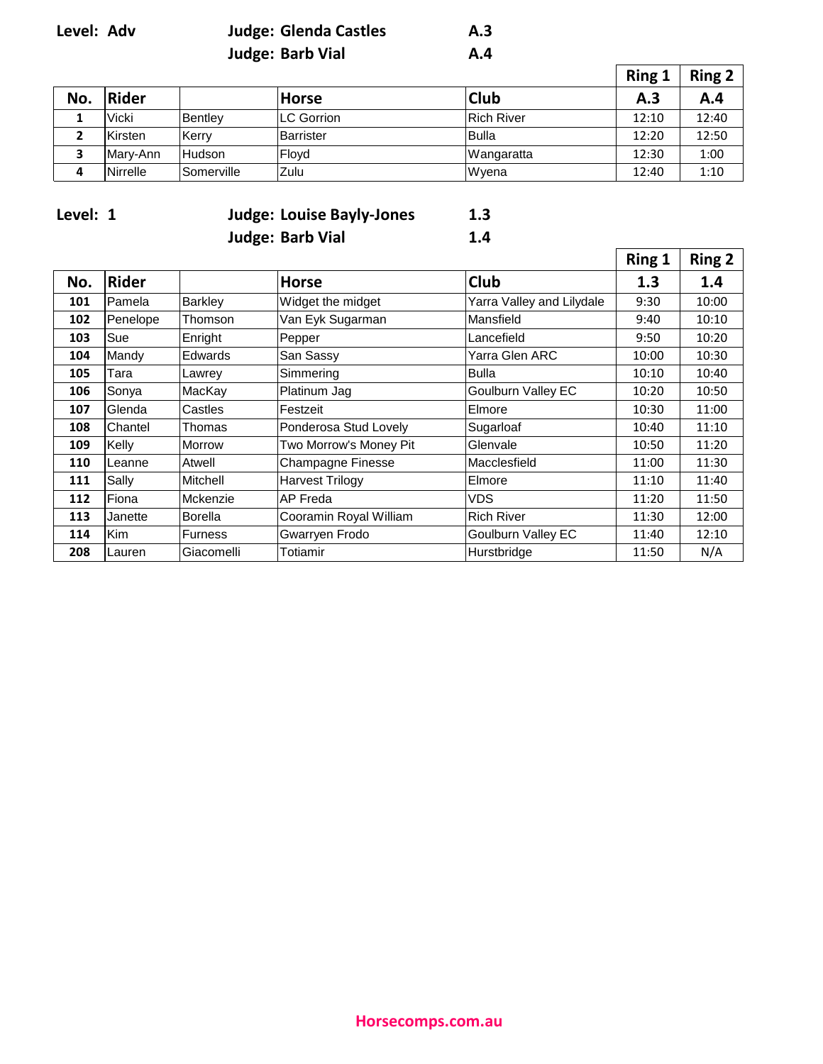**Level: Adv** **Judge: Glenda Castles** **A.3**

**Judge: Barb Vial** **A.4**

| No. | Rider | | Horse | Club | Ring 1<br>A.3 | Ring 2<br>A.4 |
|---|---|---|---|---|---|---|
| 1 | Vicki | Bentley | LC Gorrion | Rich River | 12:10 | 12:40 |
| 2 | Kirsten | Kerry | Barrister | Bulla | 12:20 | 12:50 |
| 3 | Mary-Ann | Hudson | Floyd | Wangaratta | 12:30 | 1:00 |
| 4 | Nirrelle | Somerville | Zulu | Wyena | 12:40 | 1:10 |

**Level: 1** **Judge: Louise Bayly-Jones** **1.3**

**Judge: Barb Vial** **1.4**

| No. | Rider | | Horse | Club | Ring 1<br>1.3 | Ring 2<br>1.4 |
|---|---|---|---|---|---|---|
| 101 | Pamela | Barkley | Widget the midget | Yarra Valley and Lilydale | 9:30 | 10:00 |
| 102 | Penelope | Thomson | Van Eyk Sugarman | Mansfield | 9:40 | 10:10 |
| 103 | Sue | Enright | Pepper | Lancefield | 9:50 | 10:20 |
| 104 | Mandy | Edwards | San Sassy | Yarra Glen ARC | 10:00 | 10:30 |
| 105 | Tara | Lawrey | Simmering | Bulla | 10:10 | 10:40 |
| 106 | Sonya | MacKay | Platinum Jag | Goulburn Valley EC | 10:20 | 10:50 |
| 107 | Glenda | Castles | Festzeit | Elmore | 10:30 | 11:00 |
| 108 | Chantel | Thomas | Ponderosa Stud Lovely | Sugarloaf | 10:40 | 11:10 |
| 109 | Kelly | Morrow | Two Morrow's Money Pit | Glenvale | 10:50 | 11:20 |
| 110 | Leanne | Atwell | Champagne Finesse | Macclesfield | 11:00 | 11:30 |
| 111 | Sally | Mitchell | Harvest Trilogy | Elmore | 11:10 | 11:40 |
| 112 | Fiona | Mckenzie | AP Freda | VDS | 11:20 | 11:50 |
| 113 | Janette | Borella | Cooramin Royal William | Rich River | 11:30 | 12:00 |
| 114 | Kim | Furness | Gwarryen Frodo | Goulburn Valley EC | 11:40 | 12:10 |
| 208 | Lauren | Giacomelli | Totiamir | Hurstbridge | 11:50 | N/A |

Horsecomps.com.au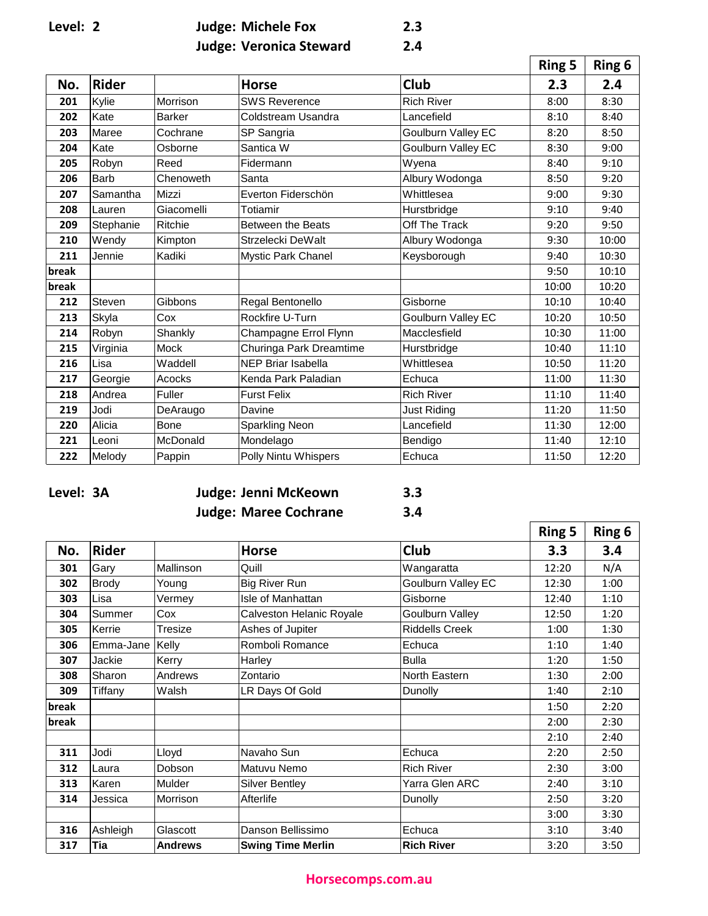**Level: 2** **Judge: Michele Fox** **2.3**

**Judge: Veronica Steward** **2.4**

| No. | Rider | | Horse | Club | Ring 5 2.3 | Ring 6 2.4 |
|---|---|---|---|---|---|---|
| 201 | Kylie | Morrison | SWS Reverence | Rich River | 8:00 | 8:30 |
| 202 | Kate | Barker | Coldstream Usandra | Lancefield | 8:10 | 8:40 |
| 203 | Maree | Cochrane | SP Sangria | Goulburn Valley EC | 8:20 | 8:50 |
| 204 | Kate | Osborne | Santica W | Goulburn Valley EC | 8:30 | 9:00 |
| 205 | Robyn | Reed | Fidermann | Wyena | 8:40 | 9:10 |
| 206 | Barb | Chenoweth | Santa | Albury Wodonga | 8:50 | 9:20 |
| 207 | Samantha | Mizzi | Everton Fiderschön | Whittlesea | 9:00 | 9:30 |
| 208 | Lauren | Giacomelli | Totiamir | Hurstbridge | 9:10 | 9:40 |
| 209 | Stephanie | Ritchie | Between the Beats | Off The Track | 9:20 | 9:50 |
| 210 | Wendy | Kimpton | Strzelecki DeWalt | Albury Wodonga | 9:30 | 10:00 |
| 211 | Jennie | Kadiki | Mystic Park Chanel | Keysborough | 9:40 | 10:30 |
| break | | | | | 9:50 | 10:10 |
| break | | | | | 10:00 | 10:20 |
| 212 | Steven | Gibbons | Regal Bentonello | Gisborne | 10:10 | 10:40 |
| 213 | Skyla | Cox | Rockfire U-Turn | Goulburn Valley EC | 10:20 | 10:50 |
| 214 | Robyn | Shankly | Champagne Errol Flynn | Macclesfield | 10:30 | 11:00 |
| 215 | Virginia | Mock | Churinga Park Dreamtime | Hurstbridge | 10:40 | 11:10 |
| 216 | Lisa | Waddell | NEP Briar Isabella | Whittlesea | 10:50 | 11:20 |
| 217 | Georgie | Acocks | Kenda Park Paladian | Echuca | 11:00 | 11:30 |
| 218 | Andrea | Fuller | Furst Felix | Rich River | 11:10 | 11:40 |
| 219 | Jodi | DeAraugo | Davine | Just Riding | 11:20 | 11:50 |
| 220 | Alicia | Bone | Sparkling Neon | Lancefield | 11:30 | 12:00 |
| 221 | Leoni | McDonald | Mondelago | Bendigo | 11:40 | 12:10 |
| 222 | Melody | Pappin | Polly Nintu Whispers | Echuca | 11:50 | 12:20 |

**Level: 3A** **Judge: Jenni McKeown** **3.3**

**Judge: Maree Cochrane** **3.4**

| No. | Rider | | Horse | Club | Ring 5 3.3 | Ring 6 3.4 |
|---|---|---|---|---|---|---|
| 301 | Gary | Mallinson | Quill | Wangaratta | 12:20 | N/A |
| 302 | Brody | Young | Big River Run | Goulburn Valley EC | 12:30 | 1:00 |
| 303 | Lisa | Vermey | Isle of Manhattan | Gisborne | 12:40 | 1:10 |
| 304 | Summer | Cox | Calveston Helanic Royale | Goulburn Valley | 12:50 | 1:20 |
| 305 | Kerrie | Tresize | Ashes of Jupiter | Riddells Creek | 1:00 | 1:30 |
| 306 | Emma-Jane | Kelly | Romboli Romance | Echuca | 1:10 | 1:40 |
| 307 | Jackie | Kerry | Harley | Bulla | 1:20 | 1:50 |
| 308 | Sharon | Andrews | Zontario | North Eastern | 1:30 | 2:00 |
| 309 | Tiffany | Walsh | LR Days Of Gold | Dunolly | 1:40 | 2:10 |
| break | | | | | 1:50 | 2:20 |
| break | | | | | 2:00 | 2:30 |
| | | | | | 2:10 | 2:40 |
| 311 | Jodi | Lloyd | Navaho Sun | Echuca | 2:20 | 2:50 |
| 312 | Laura | Dobson | Matuvu Nemo | Rich River | 2:30 | 3:00 |
| 313 | Karen | Mulder | Silver Bentley | Yarra Glen ARC | 2:40 | 3:10 |
| 314 | Jessica | Morrison | Afterlife | Dunolly | 2:50 | 3:20 |
| | | | | | 3:00 | 3:30 |
| 316 | Ashleigh | Glascott | Danson Bellissimo | Echuca | 3:10 | 3:40 |
| 317 | **Tia** | **Andrews** | **Swing Time Merlin** | **Rich River** | 3:20 | 3:50 |

**Horsecomps.com.au**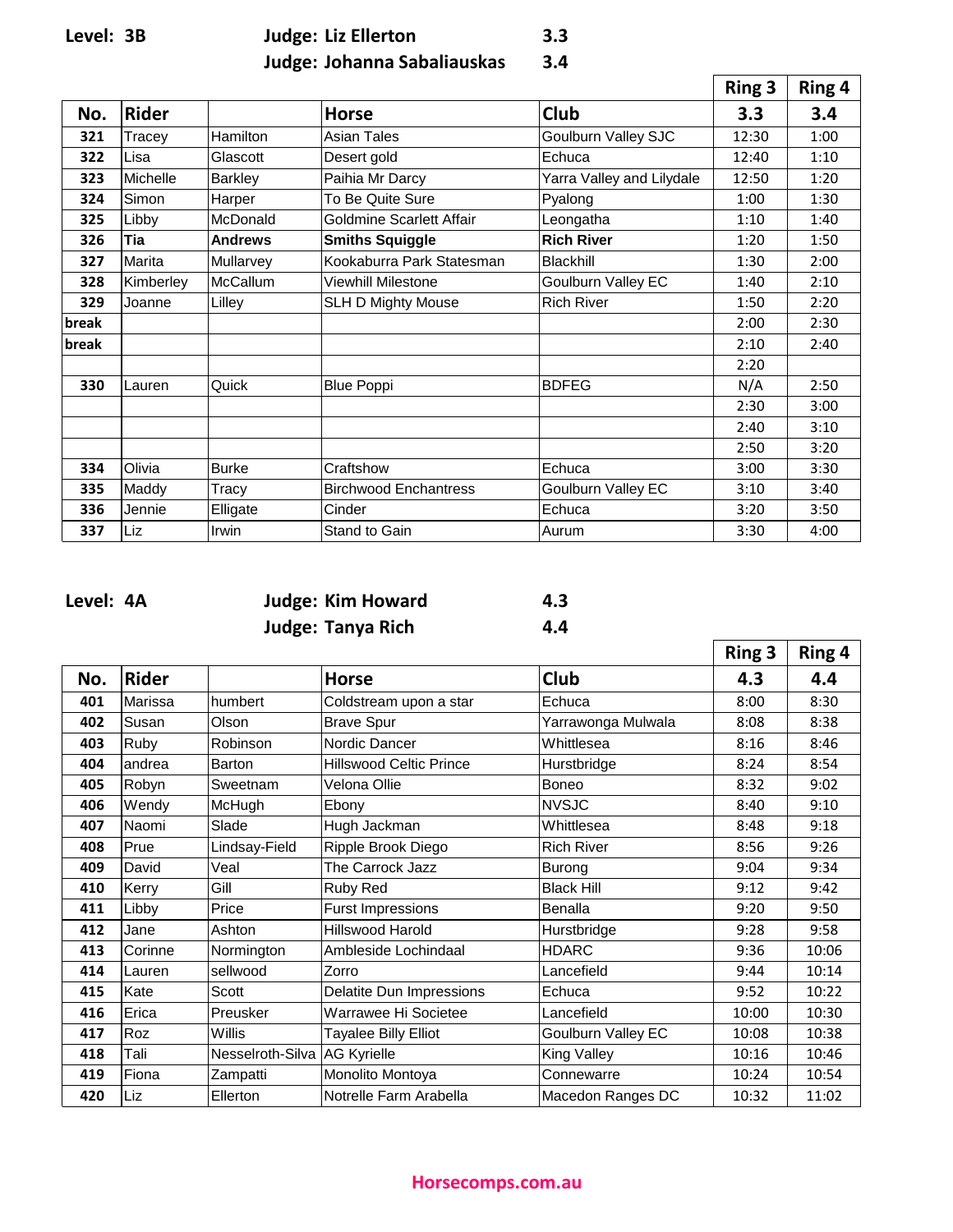**Level: 3B** **Judge: Liz Ellerton** **3.3**
**Judge: Johanna Sabaliauskas** **3.4**

| | | | | | Ring 3 | Ring 4 |
|---|---|---|---|---|---|---|
| **No.** | **Rider** | | **Horse** | **Club** | **3.3** | **3.4** |
| 321 | Tracey | Hamilton | Asian Tales | Goulburn Valley SJC | 12:30 | 1:00 |
| 322 | Lisa | Glascott | Desert gold | Echuca | 12:40 | 1:10 |
| 323 | Michelle | Barkley | Paihia Mr Darcy | Yarra Valley and Lilydale | 12:50 | 1:20 |
| 324 | Simon | Harper | To Be Quite Sure | Pyalong | 1:00 | 1:30 |
| 325 | Libby | McDonald | Goldmine Scarlett Affair | Leongatha | 1:10 | 1:40 |
| **326** | **Tia** | **Andrews** | **Smiths Squiggle** | **Rich River** | 1:20 | 1:50 |
| 327 | Marita | Mullarvey | Kookaburra Park Statesman | Blackhill | 1:30 | 2:00 |
| 328 | Kimberley | McCallum | Viewhill Milestone | Goulburn Valley EC | 1:40 | 2:10 |
| 329 | Joanne | Lilley | SLH D Mighty Mouse | Rich River | 1:50 | 2:20 |
| **break** | | | | | 2:00 | 2:30 |
| **break** | | | | | 2:10 | 2:40 |
| | | | | | 2:20 | |
| 330 | Lauren | Quick | Blue Poppi | BDFEG | N/A | 2:50 |
| | | | | | 2:30 | 3:00 |
| | | | | | 2:40 | 3:10 |
| | | | | | 2:50 | 3:20 |
| 334 | Olivia | Burke | Craftshow | Echuca | 3:00 | 3:30 |
| 335 | Maddy | Tracy | Birchwood Enchantress | Goulburn Valley EC | 3:10 | 3:40 |
| 336 | Jennie | Elligate | Cinder | Echuca | 3:20 | 3:50 |
| 337 | Liz | Irwin | Stand to Gain | Aurum | 3:30 | 4:00 |

**Level: 4A** **Judge: Kim Howard** **4.3**
**Judge: Tanya Rich** **4.4**

| | | | | | Ring 3 | Ring 4 |
|---|---|---|---|---|---|---|
| **No.** | **Rider** | | **Horse** | **Club** | **4.3** | **4.4** |
| 401 | Marissa | humbert | Coldstream upon a star | Echuca | 8:00 | 8:30 |
| 402 | Susan | Olson | Brave Spur | Yarrawonga Mulwala | 8:08 | 8:38 |
| 403 | Ruby | Robinson | Nordic Dancer | Whittlesea | 8:16 | 8:46 |
| 404 | andrea | Barton | Hillswood Celtic Prince | Hurstbridge | 8:24 | 8:54 |
| 405 | Robyn | Sweetnam | Velona Ollie | Boneo | 8:32 | 9:02 |
| 406 | Wendy | McHugh | Ebony | NVSJC | 8:40 | 9:10 |
| 407 | Naomi | Slade | Hugh Jackman | Whittlesea | 8:48 | 9:18 |
| 408 | Prue | Lindsay-Field | Ripple Brook Diego | Rich River | 8:56 | 9:26 |
| 409 | David | Veal | The Carrock Jazz | Burong | 9:04 | 9:34 |
| 410 | Kerry | Gill | Ruby Red | Black Hill | 9:12 | 9:42 |
| 411 | Libby | Price | Furst Impressions | Benalla | 9:20 | 9:50 |
| 412 | Jane | Ashton | Hillswood Harold | Hurstbridge | 9:28 | 9:58 |
| 413 | Corinne | Normington | Ambleside Lochindaal | HDARC | 9:36 | 10:06 |
| 414 | Lauren | sellwood | Zorro | Lancefield | 9:44 | 10:14 |
| 415 | Kate | Scott | Delatite Dun Impressions | Echuca | 9:52 | 10:22 |
| 416 | Erica | Preusker | Warrawee Hi Societee | Lancefield | 10:00 | 10:30 |
| 417 | Roz | Willis | Tayalee Billy Elliot | Goulburn Valley EC | 10:08 | 10:38 |
| 418 | Tali | Nesselroth-Silva | AG Kyrielle | King Valley | 10:16 | 10:46 |
| 419 | Fiona | Zampatti | Monolito Montoya | Connewarre | 10:24 | 10:54 |
| 420 | Liz | Ellerton | Notrelle Farm Arabella | Macedon Ranges DC | 10:32 | 11:02 |

Horsecomps.com.au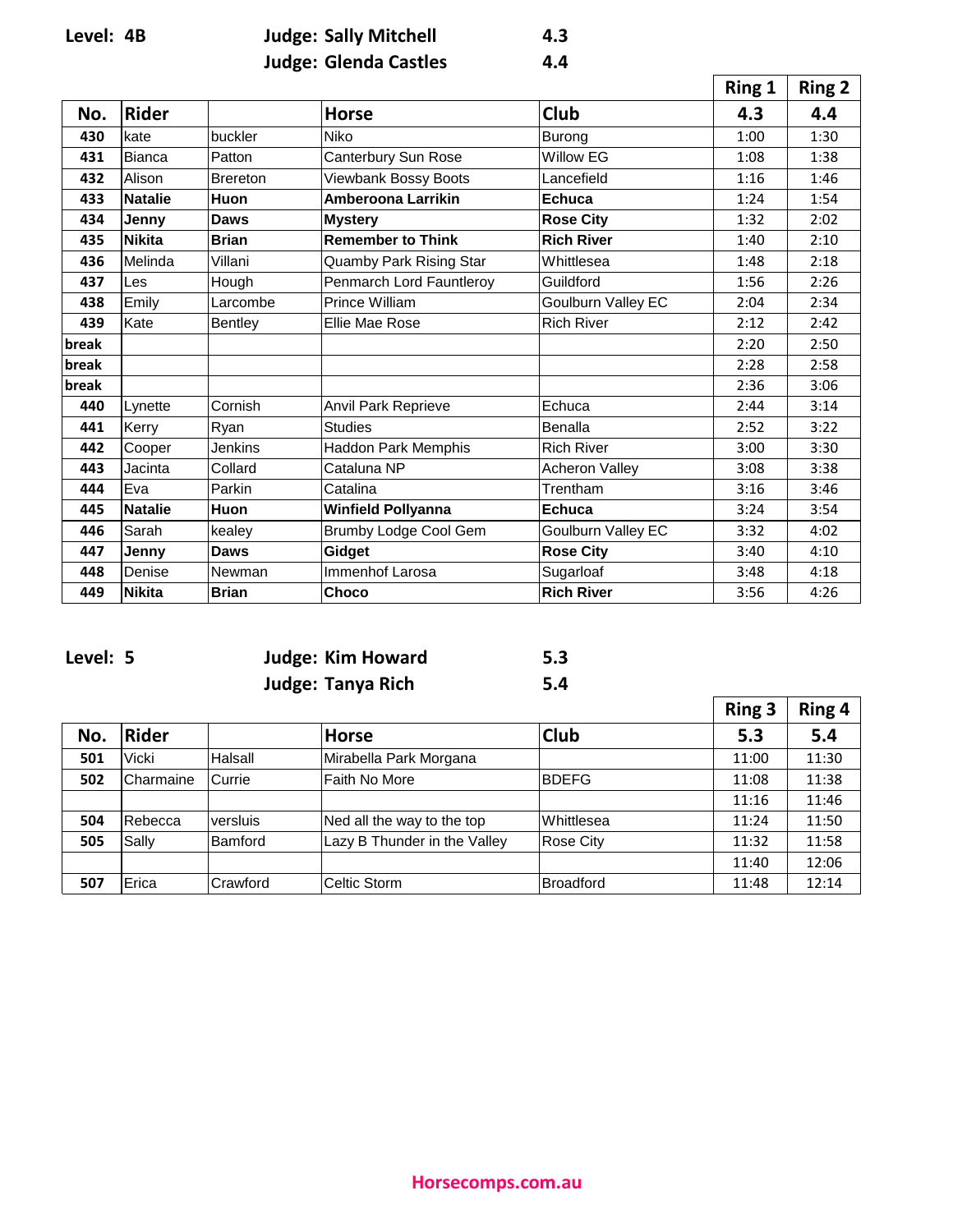**Level: 4B** **Judge: Sally Mitchell** 4.3

**Judge: Glenda Castles** 4.4

| No. | Rider | | Horse | Club | Ring 1 4.3 | Ring 2 4.4 |
|---|---|---|---|---|---|---|
| 430 | kate | buckler | Niko | Burong | 1:00 | 1:30 |
| 431 | Bianca | Patton | Canterbury Sun Rose | Willow EG | 1:08 | 1:38 |
| 432 | Alison | Brereton | Viewbank Bossy Boots | Lancefield | 1:16 | 1:46 |
| 433 | **Natalie** | **Huon** | **Amberoona Larrikin** | **Echuca** | 1:24 | 1:54 |
| 434 | **Jenny** | **Daws** | **Mystery** | **Rose City** | 1:32 | 2:02 |
| 435 | **Nikita** | **Brian** | **Remember to Think** | **Rich River** | 1:40 | 2:10 |
| 436 | Melinda | Villani | Quamby Park Rising Star | Whittlesea | 1:48 | 2:18 |
| 437 | Les | Hough | Penmarch Lord Fauntleroy | Guildford | 1:56 | 2:26 |
| 438 | Emily | Larcombe | Prince William | Goulburn Valley EC | 2:04 | 2:34 |
| 439 | Kate | Bentley | Ellie Mae Rose | Rich River | 2:12 | 2:42 |
| break | | | | | 2:20 | 2:50 |
| break | | | | | 2:28 | 2:58 |
| break | | | | | 2:36 | 3:06 |
| 440 | Lynette | Cornish | Anvil Park Reprieve | Echuca | 2:44 | 3:14 |
| 441 | Kerry | Ryan | Studies | Benalla | 2:52 | 3:22 |
| 442 | Cooper | Jenkins | Haddon Park Memphis | Rich River | 3:00 | 3:30 |
| 443 | Jacinta | Collard | Cataluna NP | Acheron Valley | 3:08 | 3:38 |
| 444 | Eva | Parkin | Catalina | Trentham | 3:16 | 3:46 |
| 445 | **Natalie** | **Huon** | **Winfield Pollyanna** | **Echuca** | 3:24 | 3:54 |
| 446 | Sarah | kealey | Brumby Lodge Cool Gem | Goulburn Valley EC | 3:32 | 4:02 |
| 447 | **Jenny** | **Daws** | **Gidget** | **Rose City** | 3:40 | 4:10 |
| 448 | Denise | Newman | Immenhof Larosa | Sugarloaf | 3:48 | 4:18 |
| 449 | **Nikita** | **Brian** | **Choco** | **Rich River** | 3:56 | 4:26 |

**Level: 5** **Judge: Kim Howard** 5.3

**Judge: Tanya Rich** 5.4

| No. | Rider | | Horse | Club | Ring 3 5.3 | Ring 4 5.4 |
|---|---|---|---|---|---|---|
| 501 | Vicki | Halsall | Mirabella Park Morgana | | 11:00 | 11:30 |
| 502 | Charmaine | Currie | Faith No More | BDEFG | 11:08 | 11:38 |
| | | | | | 11:16 | 11:46 |
| 504 | Rebecca | versluis | Ned all the way to the top | Whittlesea | 11:24 | 11:50 |
| 505 | Sally | Bamford | Lazy B Thunder in the Valley | Rose City | 11:32 | 11:58 |
| | | | | | 11:40 | 12:06 |
| 507 | Erica | Crawford | Celtic Storm | Broadford | 11:48 | 12:14 |

Horsecomps.com.au